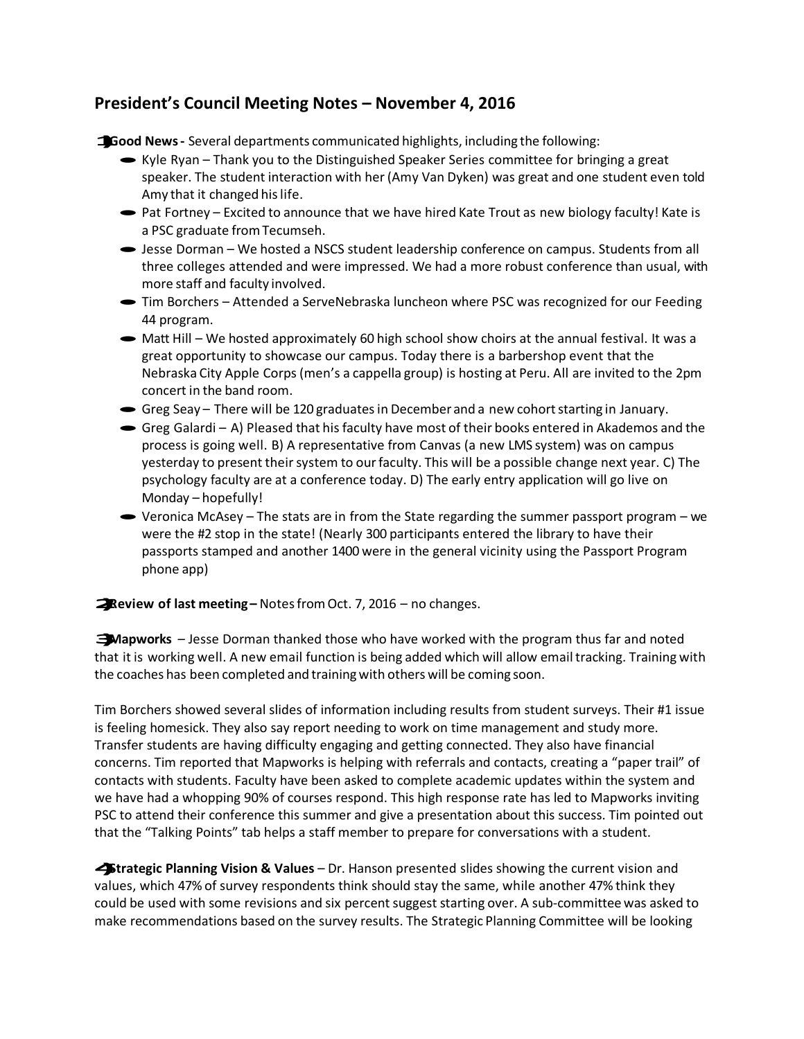## President's Council Meeting Notes – November 4, 2016

1. **Good News -** Several departments communicated highlights, including the following:
   - Kyle Ryan – Thank you to the Distinguished Speaker Series committee for bringing a great speaker. The student interaction with her (Amy Van Dyken) was great and one student even told Amy that it changed his life.
   - Pat Fortney – Excited to announce that we have hired Kate Trout as new biology faculty! Kate is a PSC graduate from Tecumseh.
   - Jesse Dorman – We hosted a NSCS student leadership conference on campus. Students from all three colleges attended and were impressed. We had a more robust conference than usual, with more staff and faculty involved.
   - Tim Borchers – Attended a ServeNebraska luncheon where PSC was recognized for our Feeding 44 program.
   - Matt Hill – We hosted approximately 60 high school show choirs at the annual festival. It was a great opportunity to showcase our campus. Today there is a barbershop event that the Nebraska City Apple Corps (men's a cappella group) is hosting at Peru. All are invited to the 2pm concert in the band room.
   - Greg Seay – There will be 120 graduates in December and a new cohort starting in January.
   - Greg Galardi – A) Pleased that his faculty have most of their books entered in Akademos and the process is going well. B) A representative from Canvas (a new LMS system) was on campus yesterday to present their system to our faculty. This will be a possible change next year. C) The psychology faculty are at a conference today. D) The early entry application will go live on Monday – hopefully!
   - Veronica McAsey – The stats are in from the State regarding the summer passport program – we were the #2 stop in the state! (Nearly 300 participants entered the library to have their passports stamped and another 1400 were in the general vicinity using the Passport Program phone app)

2. **Review of last meeting –** Notes from Oct. 7, 2016 – no changes.

3. **Mapworks** – Jesse Dorman thanked those who have worked with the program thus far and noted that it is working well. A new email function is being added which will allow email tracking. Training with the coaches has been completed and training with others will be coming soon.

Tim Borchers showed several slides of information including results from student surveys. Their #1 issue is feeling homesick. They also say report needing to work on time management and study more. Transfer students are having difficulty engaging and getting connected. They also have financial concerns. Tim reported that Mapworks is helping with referrals and contacts, creating a "paper trail" of contacts with students. Faculty have been asked to complete academic updates within the system and we have had a whopping 90% of courses respond. This high response rate has led to Mapworks inviting PSC to attend their conference this summer and give a presentation about this success. Tim pointed out that the "Talking Points" tab helps a staff member to prepare for conversations with a student.

4. **Strategic Planning Vision & Values** – Dr. Hanson presented slides showing the current vision and values, which 47% of survey respondents think should stay the same, while another 47% think they could be used with some revisions and six percent suggest starting over. A sub-committee was asked to make recommendations based on the survey results. The Strategic Planning Committee will be looking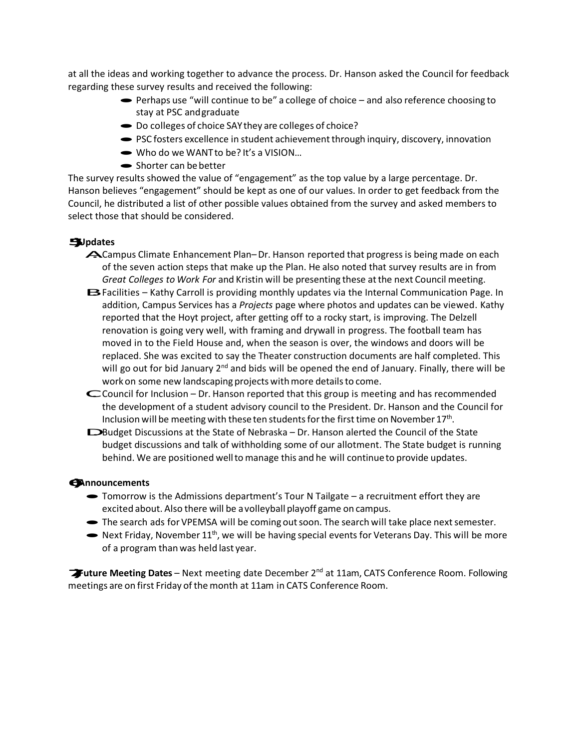at all the ideas and working together to advance the process. Dr. Hanson asked the Council for feedback regarding these survey results and received the following:

- Perhaps use "will continue to be" a college of choice – and also reference choosing to stay at PSC and graduate
- Do colleges of choice SAY they are colleges of choice?
- PSC fosters excellence in student achievement through inquiry, discovery, innovation
- Who do we WANT to be? It's a VISION…
- Shorter can be better

The survey results showed the value of "engagement" as the top value by a large percentage. Dr. Hanson believes "engagement" should be kept as one of our values. In order to get feedback from the Council, he distributed a list of other possible values obtained from the survey and asked members to select those that should be considered.

**5. Updates**

A. Campus Climate Enhancement Plan – Dr. Hanson reported that progress is being made on each of the seven action steps that make up the Plan. He also noted that survey results are in from *Great Colleges to Work For* and Kristin will be presenting these at the next Council meeting.

B. Facilities – Kathy Carroll is providing monthly updates via the Internal Communication Page. In addition, Campus Services has a *Projects* page where photos and updates can be viewed. Kathy reported that the Hoyt project, after getting off to a rocky start, is improving. The Delzell renovation is going very well, with framing and drywall in progress. The football team has moved in to the Field House and, when the season is over, the windows and doors will be replaced. She was excited to say the Theater construction documents are half completed. This will go out for bid January 2nd and bids will be opened the end of January. Finally, there will be work on some new landscaping projects with more details to come.

C. Council for Inclusion – Dr. Hanson reported that this group is meeting and has recommended the development of a student advisory council to the President. Dr. Hanson and the Council for Inclusion will be meeting with these ten students for the first time on November 17th.

D. Budget Discussions at the State of Nebraska – Dr. Hanson alerted the Council of the State budget discussions and talk of withholding some of our allotment. The State budget is running behind. We are positioned well to manage this and he will continue to provide updates.

**6. Announcements**

- Tomorrow is the Admissions department's Tour N Tailgate – a recruitment effort they are excited about. Also there will be a volleyball playoff game on campus.
- The search ads for VPEMSA will be coming out soon. The search will take place next semester.
- Next Friday, November 11th, we will be having special events for Veterans Day. This will be more of a program than was held last year.

**7. Future Meeting Dates** – Next meeting date December 2nd at 11am, CATS Conference Room. Following meetings are on first Friday of the month at 11am in CATS Conference Room.